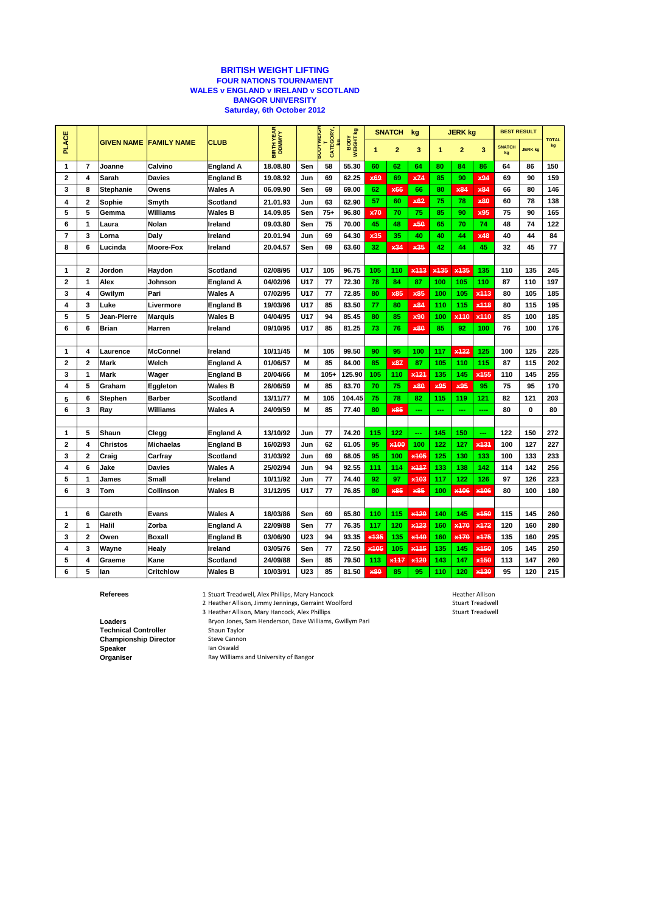**BRITISH WEIGHT LIFTING**
**FOUR NATIONS TOURNAMENT**
**WALES v ENGLAND v IRELAND v SCOTLAND**
**BANGOR UNIVERSITY**
**Saturday, 6th October 2012**

| PLACE | | GIVEN NAME | FAMILY NAME | CLUB | BIRTH YEAR DDMMYY | | BODYWEIGHT CATEGORY, kg | BODY WEIGHT kg | SNATCH kg | | | JERK kg | | | BEST RESULT | | TOTAL kg |
|---|---|---|---|---|---|---|---|---|---|---|---|---|---|---|---|---|---|
| | | | | | | | | | 1 | 2 | 3 | 1 | 2 | 3 | SNATCH kg | JERK kg | |
| 1 | 7 | Joanne | Calvino | England A | 18.08.80 | Sen | 58 | 55.30 | 60 | 62 | 64 | 80 | 84 | 86 | 64 | 86 | 150 |
| 2 | 4 | Sarah | Davies | England B | 19.08.92 | Jun | 69 | 62.25 | x69 | 69 | x74 | 85 | 90 | x94 | 69 | 90 | 159 |
| 3 | 8 | Stephanie | Owens | Wales A | 06.09.90 | Sen | 69 | 69.00 | 62 | x66 | 66 | 80 | x84 | x84 | 66 | 80 | 146 |
| 4 | 2 | Sophie | Smyth | Scotland | 21.01.93 | Jun | 63 | 62.90 | 57 | 60 | x62 | 75 | 78 | x80 | 60 | 78 | 138 |
| 5 | 5 | Gemma | Williams | Wales B | 14.09.85 | Sen | 75+ | 96.80 | x70 | 70 | 75 | 85 | 90 | x95 | 75 | 90 | 165 |
| 6 | 1 | Laura | Nolan | Ireland | 09.03.80 | Sen | 75 | 70.00 | 45 | 48 | x50 | 65 | 70 | 74 | 48 | 74 | 122 |
| 7 | 3 | Lorna | Daly | Ireland | 20.01.94 | Jun | 69 | 64.30 | x35 | 35 | 40 | 40 | 44 | x48 | 40 | 44 | 84 |
| 8 | 6 | Lucinda | Moore-Fox | Ireland | 20.04.57 | Sen | 69 | 63.60 | 32 | x34 | x35 | 42 | 44 | 45 | 32 | 45 | 77 |
| | | | | | | | | | | | | | | | | | |
| 1 | 2 | Jordon | Haydon | Scotland | 02/08/95 | U17 | 105 | 96.75 | 105 | 110 | x113 | x135 | x135 | 135 | 110 | 135 | 245 |
| 2 | 1 | Alex | Johnson | England A | 04/02/96 | U17 | 77 | 72.30 | 78 | 84 | 87 | 100 | 105 | 110 | 87 | 110 | 197 |
| 3 | 4 | Gwilym | Pari | Wales A | 07/02/95 | U17 | 77 | 72.85 | 80 | x85 | x85 | 100 | 105 | x113 | 80 | 105 | 185 |
| 4 | 3 | Luke | Livermore | England B | 19/03/96 | U17 | 85 | 83.50 | 77 | 80 | x84 | 110 | 115 | x118 | 80 | 115 | 195 |
| 5 | 5 | Jean-Pierre | Marquis | Wales B | 04/04/95 | U17 | 94 | 85.45 | 80 | 85 | x90 | 100 | x110 | x110 | 85 | 100 | 185 |
| 6 | 6 | Brian | Harren | Ireland | 09/10/95 | U17 | 85 | 81.25 | 73 | 76 | x80 | 85 | 92 | 100 | 76 | 100 | 176 |
| | | | | | | | | | | | | | | | | | |
| 1 | 4 | Laurence | McConnel | Ireland | 10/11/45 | M | 105 | 99.50 | 90 | 95 | 100 | 117 | x122 | 125 | 100 | 125 | 225 |
| 2 | 2 | Mark | Welch | England A | 01/06/57 | M | 85 | 84.00 | 85 | x87 | 87 | 105 | 110 | 115 | 87 | 115 | 202 |
| 3 | 1 | Mark | Wager | England B | 20/04/66 | M | 105+ | 125.90 | 105 | 110 | x121 | 135 | 145 | x155 | 110 | 145 | 255 |
| 4 | 5 | Graham | Eggleton | Wales B | 26/06/59 | M | 85 | 83.70 | 70 | 75 | x80 | x95 | x95 | 95 | 75 | 95 | 170 |
| 5 | 6 | Stephen | Barber | Scotland | 13/11/77 | M | 105 | 104.45 | 75 | 78 | 82 | 115 | 119 | 121 | 82 | 121 | 203 |
| 6 | 3 | Ray | Williams | Wales A | 24/09/59 | M | 85 | 77.40 | 80 | x85 | --- | --- | --- | ---- | 80 | 0 | 80 |
| | | | | | | | | | | | | | | | | | |
| 1 | 5 | Shaun | Clegg | England A | 13/10/92 | Jun | 77 | 74.20 | 115 | 122 | --- | 145 | 150 | --- | 122 | 150 | 272 |
| 2 | 4 | Christos | Michaelas | England B | 16/02/93 | Jun | 62 | 61.05 | 95 | x100 | 100 | 122 | 127 | x131 | 100 | 127 | 227 |
| 3 | 2 | Craig | Carfray | Scotland | 31/03/92 | Jun | 69 | 68.05 | 95 | 100 | x105 | 125 | 130 | 133 | 100 | 133 | 233 |
| 4 | 6 | Jake | Davies | Wales A | 25/02/94 | Jun | 94 | 92.55 | 111 | 114 | x117 | 133 | 138 | 142 | 114 | 142 | 256 |
| 5 | 1 | James | Small | Ireland | 10/11/92 | Jun | 77 | 74.40 | 92 | 97 | x103 | 117 | 122 | 126 | 97 | 126 | 223 |
| 6 | 3 | Tom | Collinson | Wales B | 31/12/95 | U17 | 77 | 76.85 | 80 | x85 | x85 | 100 | x106 | x106 | 80 | 100 | 180 |
| | | | | | | | | | | | | | | | | | |
| 1 | 6 | Gareth | Evans | Wales A | 18/03/86 | Sen | 69 | 65.80 | 110 | 115 | x120 | 140 | 145 | x150 | 115 | 145 | 260 |
| 2 | 1 | Halil | Zorba | England A | 22/09/88 | Sen | 77 | 76.35 | 117 | 120 | x123 | 160 | x170 | x172 | 120 | 160 | 280 |
| 3 | 2 | Owen | Boxall | England B | 03/06/90 | U23 | 94 | 93.35 | x135 | 135 | x140 | 160 | x170 | x175 | 135 | 160 | 295 |
| 4 | 3 | Wayne | Healy | Ireland | 03/05/76 | Sen | 77 | 72.50 | x105 | 105 | x115 | 135 | 145 | x150 | 105 | 145 | 250 |
| 5 | 4 | Graeme | Kane | Scotland | 24/09/88 | Sen | 85 | 79.50 | 113 | x117 | x120 | 143 | 147 | x150 | 113 | 147 | 260 |
| 6 | 5 | Ian | Critchlow | Wales B | 10/03/91 | U23 | 85 | 81.50 | x80 | 85 | 95 | 110 | 120 | x130 | 95 | 120 | 215 |

**Referees**
1 Stuart Treadwell, Alex Phillips, Mary Hancock — Heather Allison
2 Heather Allison, Jimmy Jennings, Gerraint Woolford — Stuart Treadwell
3 Heather Allison, Mary Hancock, Alex Phillips — Stuart Treadwell

**Loaders** Bryon Jones, Sam Henderson, Dave Williams, Gwillym Pari
**Technical Controller** Shaun Taylor
**Championship Director** Steve Cannon
**Speaker** Ian Oswald
**Organiser** Ray Williams and University of Bangor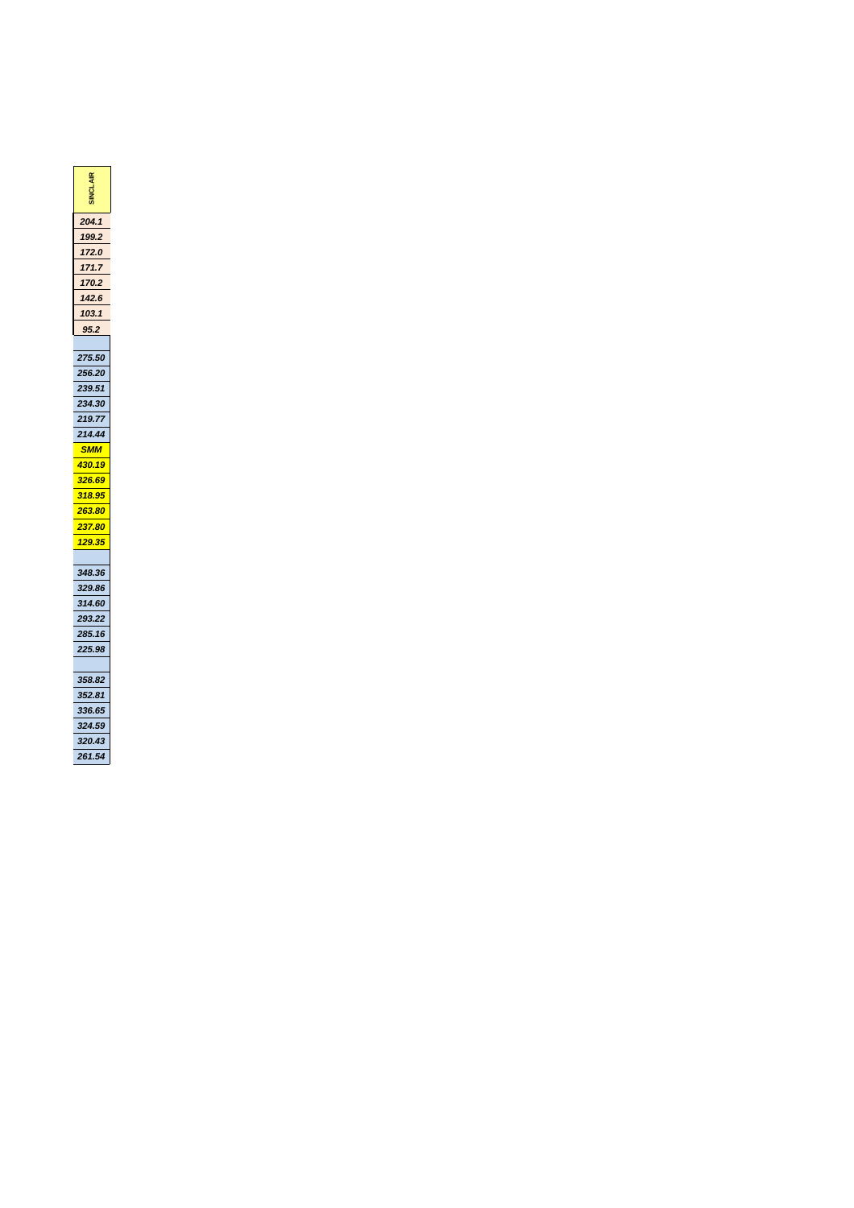| SINCLAIR |
| --- |
| *204.1* |
| *199.2* |
| *172.0* |
| *171.7* |
| *170.2* |
| *142.6* |
| *103.1* |
| *95.2* |
| |
| *275.50* |
| *256.20* |
| *239.51* |
| *234.30* |
| *219.77* |
| *214.44* |
| *SMM* |
| *430.19* |
| *326.69* |
| *318.95* |
| *263.80* |
| *237.80* |
| *129.35* |
| |
| *348.36* |
| *329.86* |
| *314.60* |
| *293.22* |
| *285.16* |
| *225.98* |
| |
| *358.82* |
| *352.81* |
| *336.65* |
| *324.59* |
| *320.43* |
| *261.54* |